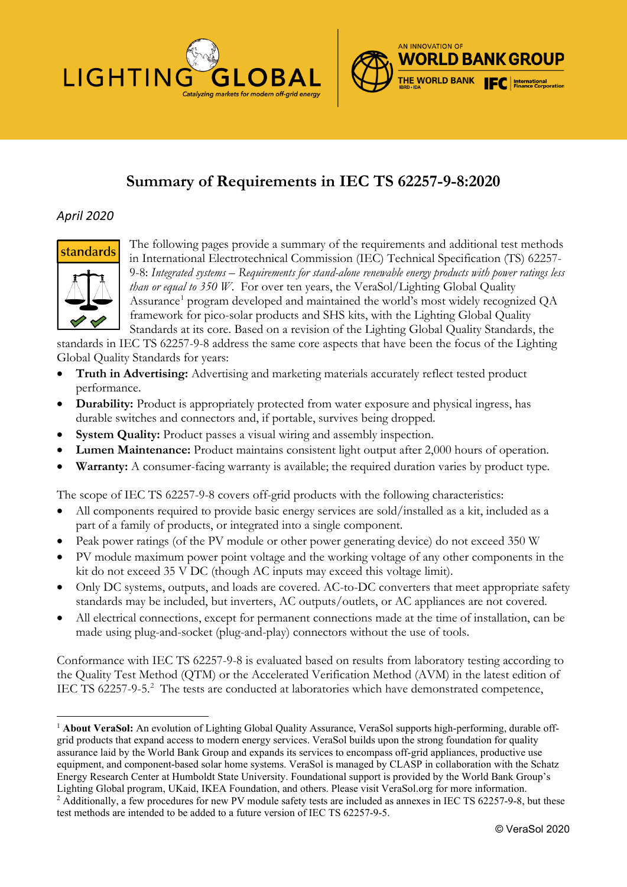LIGHTING GLOBAL

*Catalyzing markets for modern off-grid energy*

AN INNOVATION OF WORLD BANK GROUP

THE WORLD BANK IBRD · IDA | IFC International Finance Corporation

# Summary of Requirements in IEC TS 62257-9-8:2020

*April 2020*

standards

The following pages provide a summary of the requirements and additional test methods in International Electrotechnical Commission (IEC) Technical Specification (TS) 62257-9-8: *Integrated systems – Requirements for stand-alone renewable energy products with power ratings less than or equal to 350 W*. For over ten years, the VeraSol/Lighting Global Quality Assurance[1] program developed and maintained the world's most widely recognized QA framework for pico-solar products and SHS kits, with the Lighting Global Quality Standards at its core. Based on a revision of the Lighting Global Quality Standards, the standards in IEC TS 62257-9-8 address the same core aspects that have been the focus of the Lighting Global Quality Standards for years:

- **Truth in Advertising:** Advertising and marketing materials accurately reflect tested product performance.
- **Durability:** Product is appropriately protected from water exposure and physical ingress, has durable switches and connectors and, if portable, survives being dropped.
- **System Quality:** Product passes a visual wiring and assembly inspection.
- **Lumen Maintenance:** Product maintains consistent light output after 2,000 hours of operation.
- **Warranty:** A consumer-facing warranty is available; the required duration varies by product type.

The scope of IEC TS 62257-9-8 covers off-grid products with the following characteristics:

- All components required to provide basic energy services are sold/installed as a kit, included as a part of a family of products, or integrated into a single component.
- Peak power ratings (of the PV module or other power generating device) do not exceed 350 W
- PV module maximum power point voltage and the working voltage of any other components in the kit do not exceed 35 V DC (though AC inputs may exceed this voltage limit).
- Only DC systems, outputs, and loads are covered. AC-to-DC converters that meet appropriate safety standards may be included, but inverters, AC outputs/outlets, or AC appliances are not covered.
- All electrical connections, except for permanent connections made at the time of installation, can be made using plug-and-socket (plug-and-play) connectors without the use of tools.

Conformance with IEC TS 62257-9-8 is evaluated based on results from laboratory testing according to the Quality Test Method (QTM) or the Accelerated Verification Method (AVM) in the latest edition of IEC TS 62257-9-5.[2] The tests are conducted at laboratories which have demonstrated competence,

---

[1] **About VeraSol:** An evolution of Lighting Global Quality Assurance, VeraSol supports high-performing, durable off-grid products that expand access to modern energy services. VeraSol builds upon the strong foundation for quality assurance laid by the World Bank Group and expands its services to encompass off-grid appliances, productive use equipment, and component-based solar home systems. VeraSol is managed by CLASP in collaboration with the Schatz Energy Research Center at Humboldt State University. Foundational support is provided by the World Bank Group's Lighting Global program, UKaid, IKEA Foundation, and others. Please visit VeraSol.org for more information.

[2] Additionally, a few procedures for new PV module safety tests are included as annexes in IEC TS 62257-9-8, but these test methods are intended to be added to a future version of IEC TS 62257-9-5.

© VeraSol 2020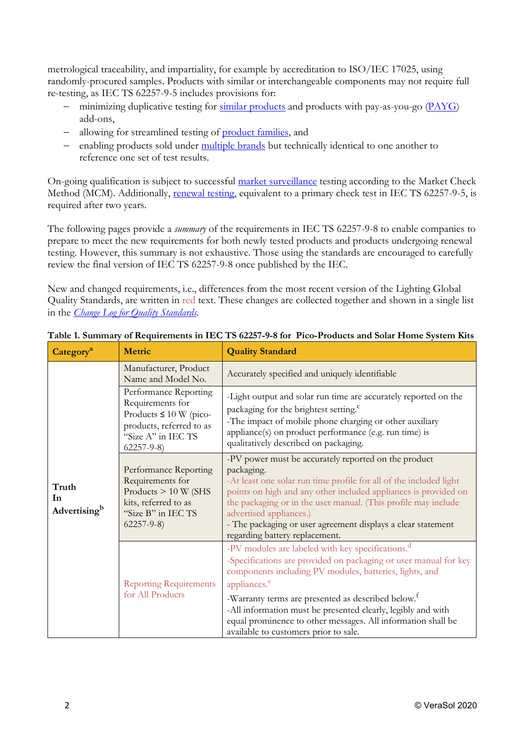metrological traceability, and impartiality, for example by accreditation to ISO/IEC 17025, using randomly-procured samples. Products with similar or interchangeable components may not require full re-testing, as IEC TS 62257-9-5 includes provisions for:

- minimizing duplicative testing for similar products and products with pay-as-you-go (PAYG) add-ons,
- allowing for streamlined testing of product families, and
- enabling products sold under multiple brands but technically identical to one another to reference one set of test results.

On-going qualification is subject to successful market surveillance testing according to the Market Check Method (MCM). Additionally, renewal testing, equivalent to a primary check test in IEC TS 62257-9-5, is required after two years.

The following pages provide a *summary* of the requirements in IEC TS 62257-9-8 to enable companies to prepare to meet the new requirements for both newly tested products and products undergoing renewal testing. However, this summary is not exhaustive. Those using the standards are encouraged to carefully review the final version of IEC TS 62257-9-8 once published by the IEC.

New and changed requirements, i.e., differences from the most recent version of the Lighting Global Quality Standards, are written in red text. These changes are collected together and shown in a single list in the *Change Log for Quality Standards*.

**Table 1. Summary of Requirements in IEC TS 62257-9-8 for Pico-Products and Solar Home System Kits**

| Category[a] | Metric | Quality Standard |
|---|---|---|
| **Truth In Advertising**[b] | Manufacturer, Product Name and Model No. | Accurately specified and uniquely identifiable |
| | Performance Reporting Requirements for Products ≤ 10 W (pico-products, referred to as "Size A" in IEC TS 62257-9-8) | -Light output and solar run time are accurately reported on the packaging for the brightest setting.[c]<br>-The impact of mobile phone charging or other auxiliary appliance(s) on product performance (e.g. run time) is qualitatively described on packaging. |
| | Performance Reporting Requirements for Products > 10 W (SHS kits, referred to as "Size B" in IEC TS 62257-9-8) | -PV power must be accurately reported on the product packaging.<br>-At least one solar run time profile for all of the included light points on high and any other included appliances is provided on the packaging or in the user manual. (This profile may include advertised appliances.)<br>- The packaging or user agreement displays a clear statement regarding battery replacement. |
| | Reporting Requirements for All Products | -PV modules are labeled with key specifications.[d]<br>-Specifications are provided on packaging or user manual for key components including PV modules, batteries, lights, and appliances.[e]<br>-Warranty terms are presented as described below.[f]<br>-All information must be presented clearly, legibly and with equal prominence to other messages. All information shall be available to customers prior to sale. |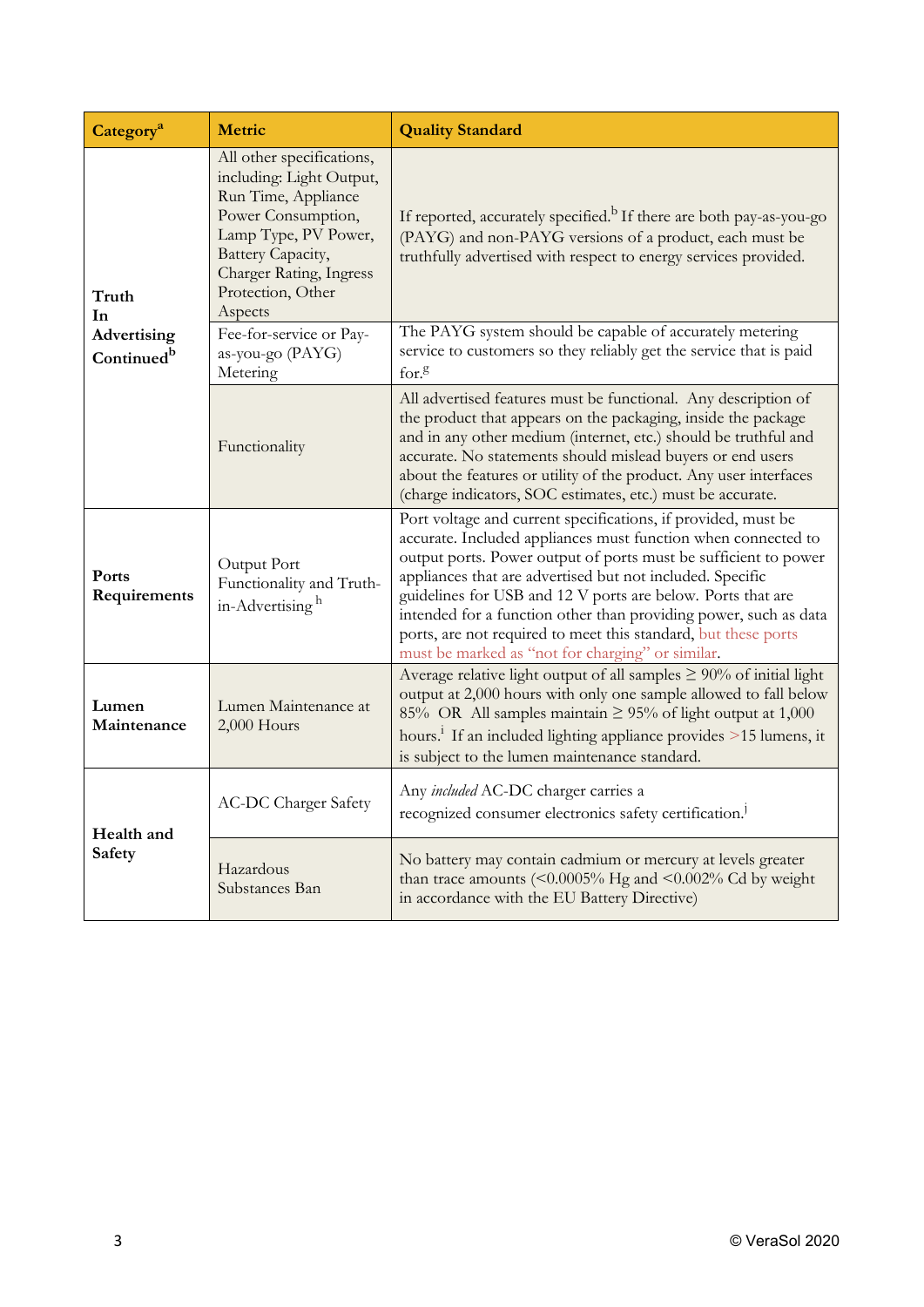| Category[a] | Metric | Quality Standard |
|---|---|---|
| **Truth In Advertising Continued**[b] | All other specifications, including: Light Output, Run Time, Appliance Power Consumption, Lamp Type, PV Power, Battery Capacity, Charger Rating, Ingress Protection, Other Aspects | If reported, accurately specified.[b] If there are both pay-as-you-go (PAYG) and non-PAYG versions of a product, each must be truthfully advertised with respect to energy services provided. |
| | Fee-for-service or Pay-as-you-go (PAYG) Metering | The PAYG system should be capable of accurately metering service to customers so they reliably get the service that is paid for.[g] |
| | Functionality | All advertised features must be functional. Any description of the product that appears on the packaging, inside the package and in any other medium (internet, etc.) should be truthful and accurate. No statements should mislead buyers or end users about the features or utility of the product. Any user interfaces (charge indicators, SOC estimates, etc.) must be accurate. |
| **Ports Requirements** | Output Port Functionality and Truth-in-Advertising [h] | Port voltage and current specifications, if provided, must be accurate. Included appliances must function when connected to output ports. Power output of ports must be sufficient to power appliances that are advertised but not included. Specific guidelines for USB and 12 V ports are below. Ports that are intended for a function other than providing power, such as data ports, are not required to meet this standard, but these ports must be marked as "not for charging" or similar. |
| **Lumen Maintenance** | Lumen Maintenance at 2,000 Hours | Average relative light output of all samples ≥ 90% of initial light output at 2,000 hours with only one sample allowed to fall below 85% OR All samples maintain ≥ 95% of light output at 1,000 hours.[i] If an included lighting appliance provides >15 lumens, it is subject to the lumen maintenance standard. |
| **Health and Safety** | AC-DC Charger Safety | Any *included* AC-DC charger carries a recognized consumer electronics safety certification.[j] |
| | Hazardous Substances Ban | No battery may contain cadmium or mercury at levels greater than trace amounts (<0.0005% Hg and <0.002% Cd by weight in accordance with the EU Battery Directive) |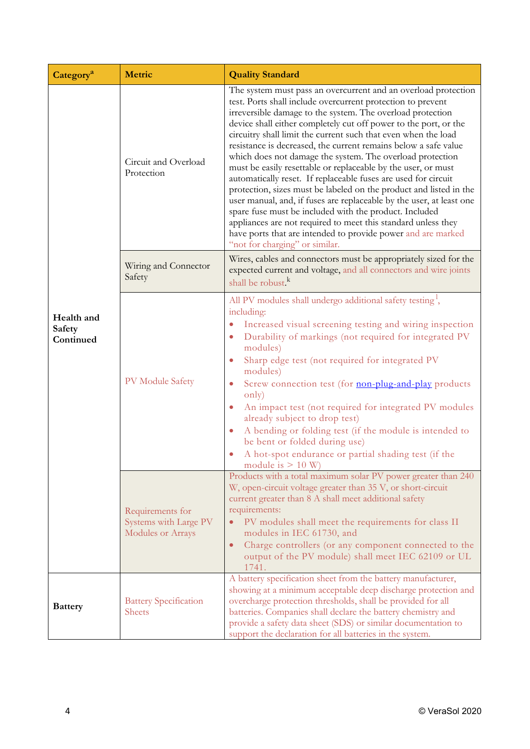| Category[a] | Metric | Quality Standard |
|---|---|---|
| Health and Safety Continued | Circuit and Overload Protection | The system must pass an overcurrent and an overload protection test. Ports shall include overcurrent protection to prevent irreversible damage to the system. The overload protection device shall either completely cut off power to the port, or the circuitry shall limit the current such that even when the load resistance is decreased, the current remains below a safe value which does not damage the system. The overload protection must be easily resettable or replaceable by the user, or must automatically reset. If replaceable fuses are used for circuit protection, sizes must be labeled on the product and listed in the user manual, and, if fuses are replaceable by the user, at least one spare fuse must be included with the product. Included appliances are not required to meet this standard unless they have ports that are intended to provide power and are marked "not for charging" or similar. |
| | Wiring and Connector Safety | Wires, cables and connectors must be appropriately sized for the expected current and voltage, and all connectors and wire joints shall be robust.[k] |
| | PV Module Safety | All PV modules shall undergo additional safety testing[l], including: <br>• Increased visual screening testing and wiring inspection <br>• Durability of markings (not required for integrated PV modules) <br>• Sharp edge test (not required for integrated PV modules) <br>• Screw connection test (for non-plug-and-play products only) <br>• An impact test (not required for integrated PV modules already subject to drop test) <br>• A bending or folding test (if the module is intended to be bent or folded during use) <br>• A hot-spot endurance or partial shading test (if the module is > 10 W) |
| | Requirements for Systems with Large PV Modules or Arrays | Products with a total maximum solar PV power greater than 240 W, open-circuit voltage greater than 35 V, or short-circuit current greater than 8 A shall meet additional safety requirements: <br>• PV modules shall meet the requirements for class II modules in IEC 61730, and <br>• Charge controllers (or any component connected to the output of the PV module) shall meet IEC 62109 or UL 1741. |
| Battery | Battery Specification Sheets | A battery specification sheet from the battery manufacturer, showing at a minimum acceptable deep discharge protection and overcharge protection thresholds, shall be provided for all batteries. Companies shall declare the battery chemistry and provide a safety data sheet (SDS) or similar documentation to support the declaration for all batteries in the system. |

© VeraSol 2020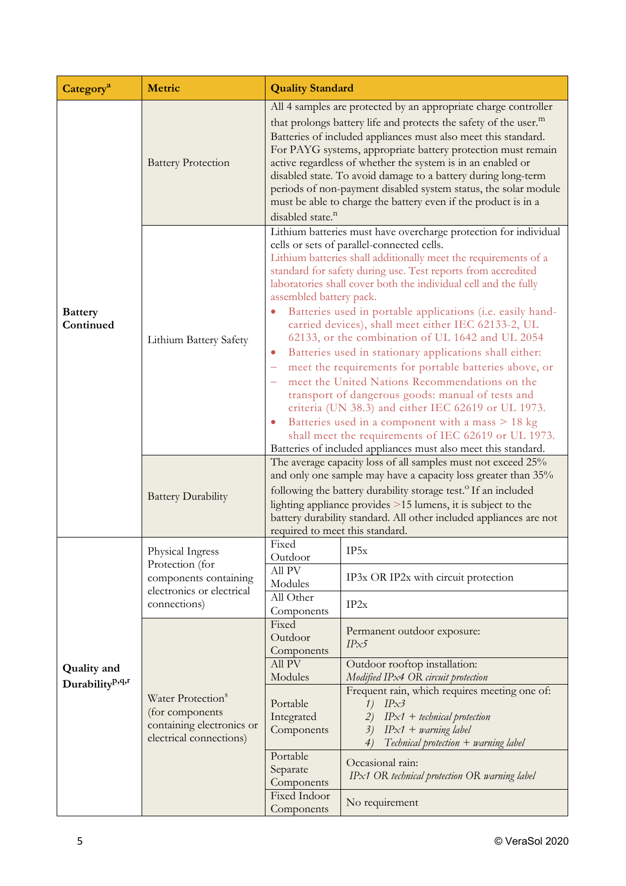| Category[a] | Metric | Quality Standard | |
|---|---|---|---|
| Battery Continued | Battery Protection | All 4 samples are protected by an appropriate charge controller that prolongs battery life and protects the safety of the user.[m] Batteries of included appliances must also meet this standard. For PAYG systems, appropriate battery protection must remain active regardless of whether the system is in an enabled or disabled state. To avoid damage to a battery during long-term periods of non-payment disabled system status, the solar module must be able to charge the battery even if the product is in a disabled state.[n] | |
| | Lithium Battery Safety | Lithium batteries must have overcharge protection for individual cells or sets of parallel-connected cells. Lithium batteries shall additionally meet the requirements of a standard for safety during use. Test reports from accredited laboratories shall cover both the individual cell and the fully assembled battery pack. <br>• Batteries used in portable applications (i.e. easily hand-carried devices), shall meet either IEC 62133-2, UL 62133, or the combination of UL 1642 and UL 2054 <br>• Batteries used in stationary applications shall either: <br>– meet the requirements for portable batteries above, or <br>– meet the United Nations Recommendations on the transport of dangerous goods: manual of tests and criteria (UN 38.3) and either IEC 62619 or UL 1973. <br>• Batteries used in a component with a mass > 18 kg shall meet the requirements of IEC 62619 or UL 1973. <br>Batteries of included appliances must also meet this standard. | |
| | Battery Durability | The average capacity loss of all samples must not exceed 25% and only one sample may have a capacity loss greater than 35% following the battery durability storage test.[o] If an included lighting appliance provides >15 lumens, it is subject to the battery durability standard. All other included appliances are not required to meet this standard. | |
| Quality and Durability[p,q,r] | Physical Ingress Protection (for components containing electronics or electrical connections) | Fixed Outdoor | IP5x |
| | | All PV Modules | IP3x OR IP2x with circuit protection |
| | | All Other Components | IP2x |
| | Water Protection[s] (for components containing electronics or electrical connections) | Fixed Outdoor Components | Permanent outdoor exposure: *IPx5* |
| | | All PV Modules | Outdoor rooftop installation: *Modified IPx4 OR circuit protection* |
| | | Portable Integrated Components | Frequent rain, which requires meeting one of: <br>1) *IPx3* <br>2) *IPx1 + technical protection* <br>3) *IPx1 + warning label* <br>4) *Technical protection + warning label* |
| | | Portable Separate Components | Occasional rain: *IPx1 OR technical protection OR warning label* |
| | | Fixed Indoor Components | No requirement |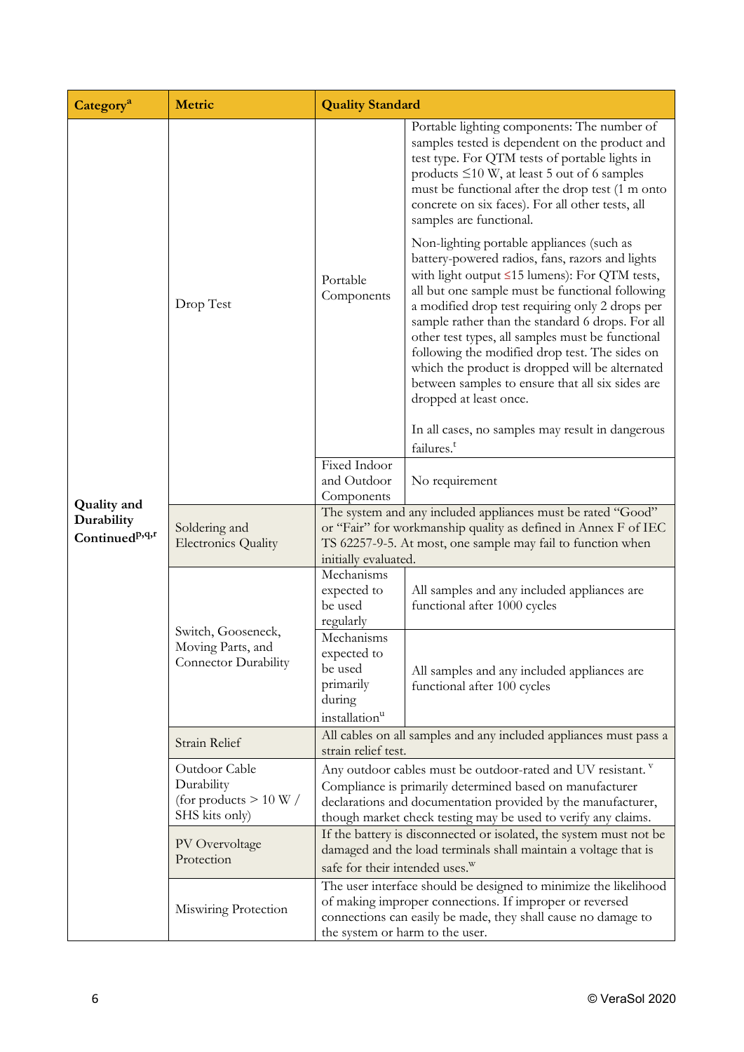| Category[a] | Metric | Quality Standard | |
|---|---|---|---|
| Quality and Durability Continued[p,q,r] | Drop Test | Portable Components | Portable lighting components: The number of samples tested is dependent on the product and test type. For QTM tests of portable lights in products ≤10 W, at least 5 out of 6 samples must be functional after the drop test (1 m onto concrete on six faces). For all other tests, all samples are functional.<br><br>Non-lighting portable appliances (such as battery-powered radios, fans, razors and lights with light output ≤15 lumens): For QTM tests, all but one sample must be functional following a modified drop test requiring only 2 drops per sample rather than the standard 6 drops. For all other test types, all samples must be functional following the modified drop test. The sides on which the product is dropped will be alternated between samples to ensure that all six sides are dropped at least once.<br><br>In all cases, no samples may result in dangerous failures.[t] |
| | | Fixed Indoor and Outdoor Components | No requirement |
| | Soldering and Electronics Quality | The system and any included appliances must be rated "Good" or "Fair" for workmanship quality as defined in Annex F of IEC TS 62257-9-5. At most, one sample may fail to function when initially evaluated. | |
| | Switch, Gooseneck, Moving Parts, and Connector Durability | Mechanisms expected to be used regularly | All samples and any included appliances are functional after 1000 cycles |
| | | Mechanisms expected to be used primarily during installation[u] | All samples and any included appliances are functional after 100 cycles |
| | Strain Relief | All cables on all samples and any included appliances must pass a strain relief test. | |
| | Outdoor Cable Durability (for products > 10 W / SHS kits only) | Any outdoor cables must be outdoor-rated and UV resistant.[v] Compliance is primarily determined based on manufacturer declarations and documentation provided by the manufacturer, though market check testing may be used to verify any claims. | |
| | PV Overvoltage Protection | If the battery is disconnected or isolated, the system must not be damaged and the load terminals shall maintain a voltage that is safe for their intended uses.[w] | |
| | Miswiring Protection | The user interface should be designed to minimize the likelihood of making improper connections. If improper or reversed connections can easily be made, they shall cause no damage to the system or harm to the user. | |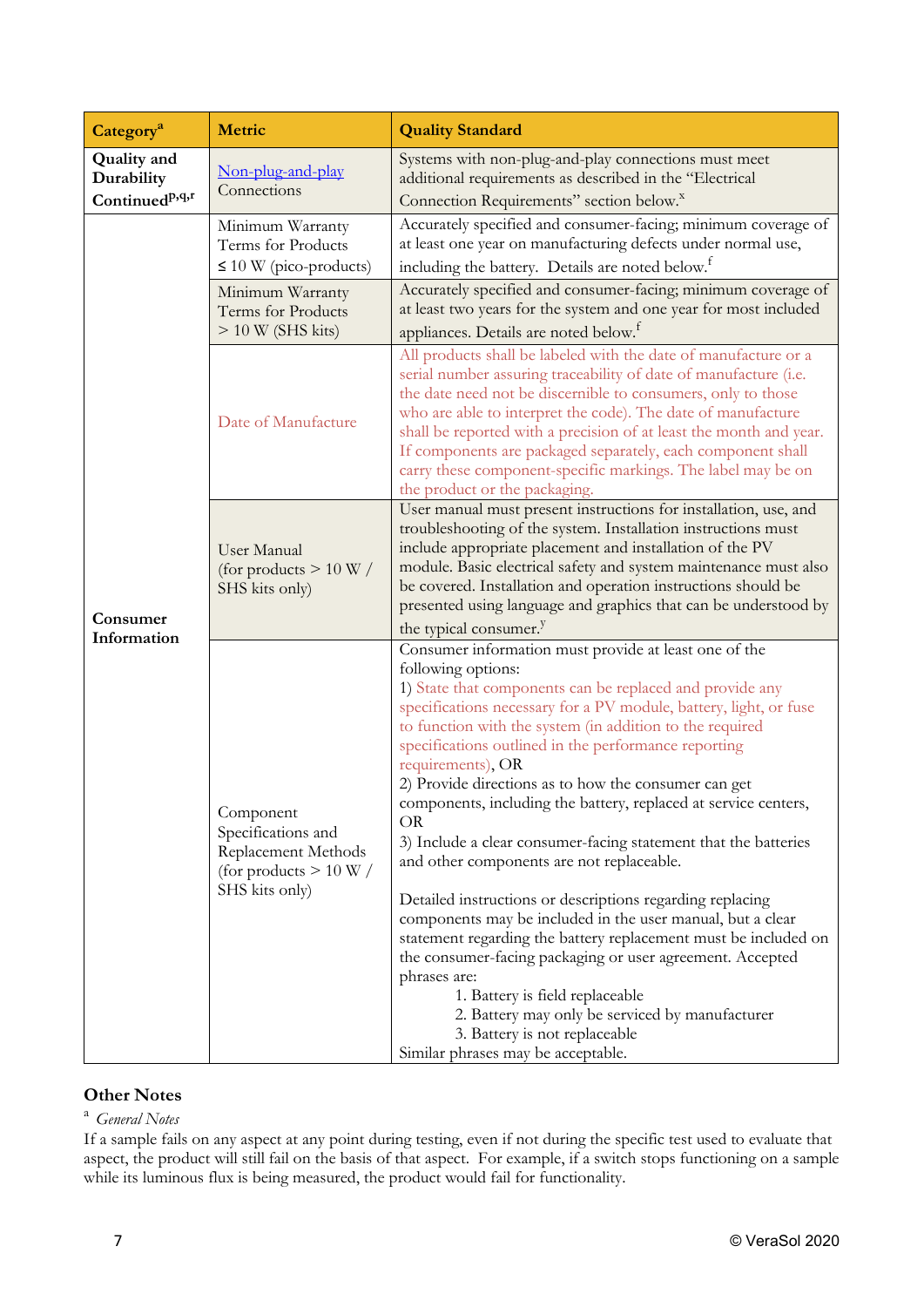| Category[a] | Metric | Quality Standard |
|---|---|---|
| Quality and Durability Continued[p,q,r] | Non-plug-and-play Connections | Systems with non-plug-and-play connections must meet additional requirements as described in the "Electrical Connection Requirements" section below.[x] |
| Consumer Information | Minimum Warranty Terms for Products ≤ 10 W (pico-products) | Accurately specified and consumer-facing; minimum coverage of at least one year on manufacturing defects under normal use, including the battery. Details are noted below.[f] |
| | Minimum Warranty Terms for Products > 10 W (SHS kits) | Accurately specified and consumer-facing; minimum coverage of at least two years for the system and one year for most included appliances. Details are noted below.[f] |
| | Date of Manufacture | All products shall be labeled with the date of manufacture or a serial number assuring traceability of date of manufacture (i.e. the date need not be discernible to consumers, only to those who are able to interpret the code). The date of manufacture shall be reported with a precision of at least the month and year. If components are packaged separately, each component shall carry these component-specific markings. The label may be on the product or the packaging. |
| | User Manual (for products > 10 W / SHS kits only) | User manual must present instructions for installation, use, and troubleshooting of the system. Installation instructions must include appropriate placement and installation of the PV module. Basic electrical safety and system maintenance must also be covered. Installation and operation instructions should be presented using language and graphics that can be understood by the typical consumer.[y] |
| | Component Specifications and Replacement Methods (for products > 10 W / SHS kits only) | Consumer information must provide at least one of the following options:<br>1) State that components can be replaced and provide any specifications necessary for a PV module, battery, light, or fuse to function with the system (in addition to the required specifications outlined in the performance reporting requirements), OR<br>2) Provide directions as to how the consumer can get components, including the battery, replaced at service centers, OR<br>3) Include a clear consumer-facing statement that the batteries and other components are not replaceable.<br><br>Detailed instructions or descriptions regarding replacing components may be included in the user manual, but a clear statement regarding the battery replacement must be included on the consumer-facing packaging or user agreement. Accepted phrases are:<br>1. Battery is field replaceable<br>2. Battery may only be serviced by manufacturer<br>3. Battery is not replaceable<br>Similar phrases may be acceptable. |

## Other Notes

[a] *General Notes*

If a sample fails on any aspect at any point during testing, even if not during the specific test used to evaluate that aspect, the product will still fail on the basis of that aspect. For example, if a switch stops functioning on a sample while its luminous flux is being measured, the product would fail for functionality.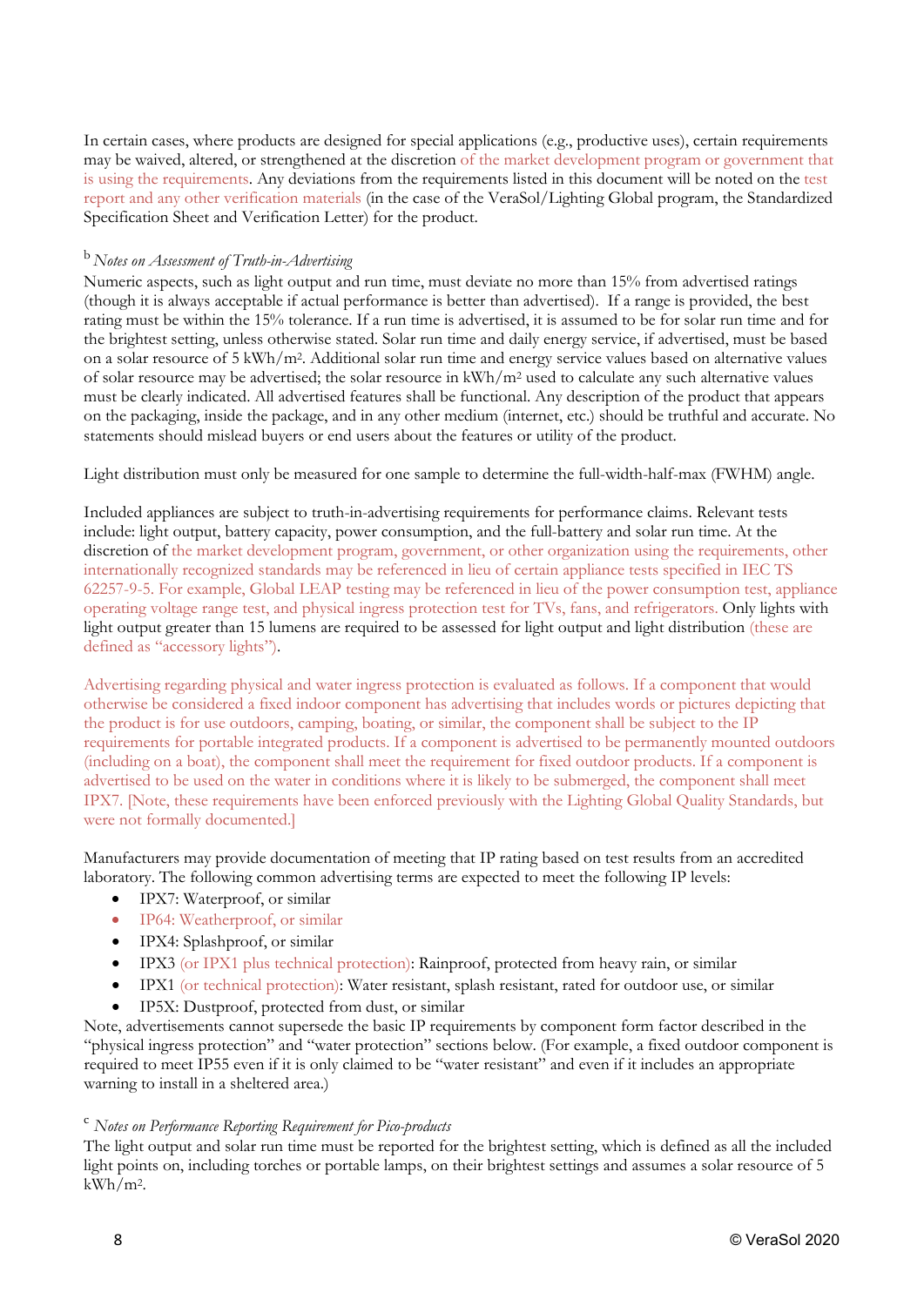In certain cases, where products are designed for special applications (e.g., productive uses), certain requirements may be waived, altered, or strengthened at the discretion of the market development program or government that is using the requirements. Any deviations from the requirements listed in this document will be noted on the test report and any other verification materials (in the case of the VeraSol/Lighting Global program, the Standardized Specification Sheet and Verification Letter) for the product.

[b] *Notes on Assessment of Truth-in-Advertising*

Numeric aspects, such as light output and run time, must deviate no more than 15% from advertised ratings (though it is always acceptable if actual performance is better than advertised). If a range is provided, the best rating must be within the 15% tolerance. If a run time is advertised, it is assumed to be for solar run time and for the brightest setting, unless otherwise stated. Solar run time and daily energy service, if advertised, must be based on a solar resource of 5 kWh/m². Additional solar run time and energy service values based on alternative values of solar resource may be advertised; the solar resource in kWh/m² used to calculate any such alternative values must be clearly indicated. All advertised features shall be functional. Any description of the product that appears on the packaging, inside the package, and in any other medium (internet, etc.) should be truthful and accurate. No statements should mislead buyers or end users about the features or utility of the product.

Light distribution must only be measured for one sample to determine the full-width-half-max (FWHM) angle.

Included appliances are subject to truth-in-advertising requirements for performance claims. Relevant tests include: light output, battery capacity, power consumption, and the full-battery and solar run time. At the discretion of the market development program, government, or other organization using the requirements, other internationally recognized standards may be referenced in lieu of certain appliance tests specified in IEC TS 62257-9-5. For example, Global LEAP testing may be referenced in lieu of the power consumption test, appliance operating voltage range test, and physical ingress protection test for TVs, fans, and refrigerators. Only lights with light output greater than 15 lumens are required to be assessed for light output and light distribution (these are defined as "accessory lights").

Advertising regarding physical and water ingress protection is evaluated as follows. If a component that would otherwise be considered a fixed indoor component has advertising that includes words or pictures depicting that the product is for use outdoors, camping, boating, or similar, the component shall be subject to the IP requirements for portable integrated products. If a component is advertised to be permanently mounted outdoors (including on a boat), the component shall meet the requirement for fixed outdoor products. If a component is advertised to be used on the water in conditions where it is likely to be submerged, the component shall meet IPX7. [Note, these requirements have been enforced previously with the Lighting Global Quality Standards, but were not formally documented.]

Manufacturers may provide documentation of meeting that IP rating based on test results from an accredited laboratory. The following common advertising terms are expected to meet the following IP levels:

- IPX7: Waterproof, or similar
- IP64: Weatherproof, or similar
- IPX4: Splashproof, or similar
- IPX3 (or IPX1 plus technical protection): Rainproof, protected from heavy rain, or similar
- IPX1 (or technical protection): Water resistant, splash resistant, rated for outdoor use, or similar
- IP5X: Dustproof, protected from dust, or similar

Note, advertisements cannot supersede the basic IP requirements by component form factor described in the "physical ingress protection" and "water protection" sections below. (For example, a fixed outdoor component is required to meet IP55 even if it is only claimed to be "water resistant" and even if it includes an appropriate warning to install in a sheltered area.)

[c] *Notes on Performance Reporting Requirement for Pico-products*

The light output and solar run time must be reported for the brightest setting, which is defined as all the included light points on, including torches or portable lamps, on their brightest settings and assumes a solar resource of 5 kWh/m².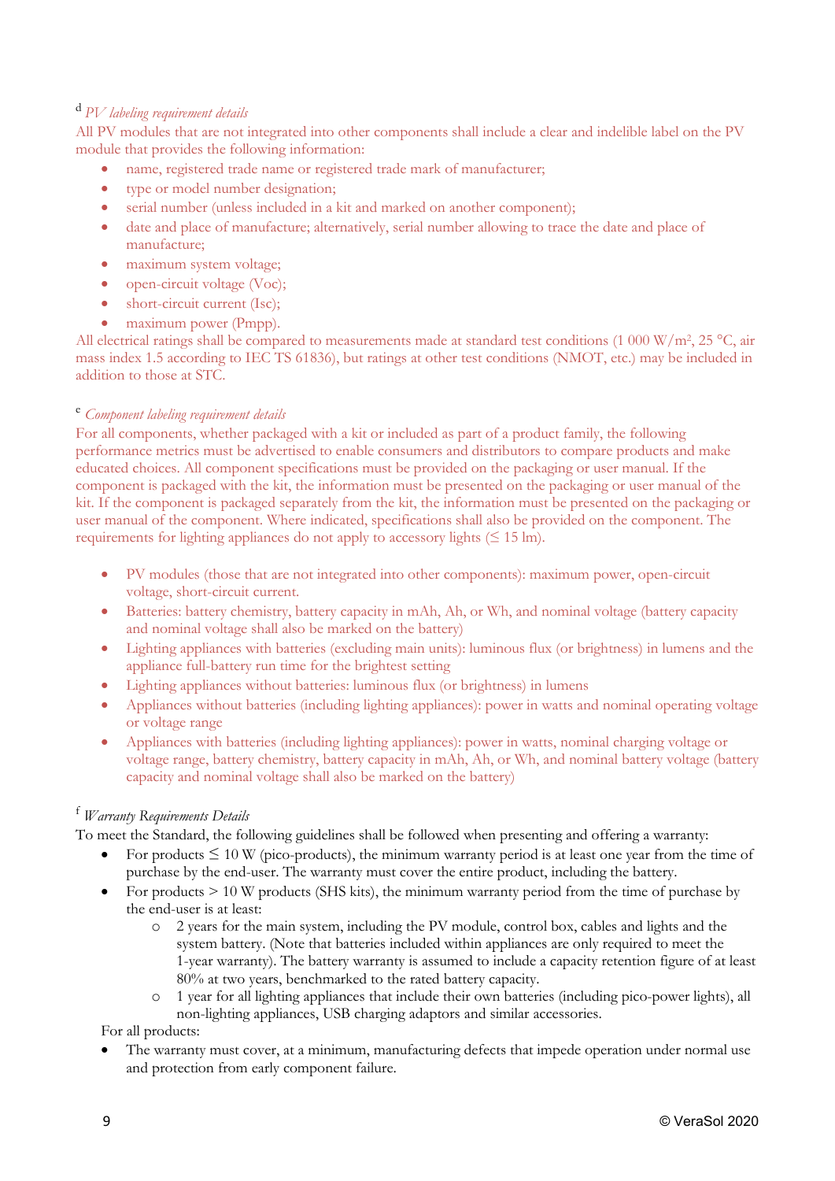[d] *PV labeling requirement details*

All PV modules that are not integrated into other components shall include a clear and indelible label on the PV module that provides the following information:

- name, registered trade name or registered trade mark of manufacturer;
- type or model number designation;
- serial number (unless included in a kit and marked on another component);
- date and place of manufacture; alternatively, serial number allowing to trace the date and place of manufacture;
- maximum system voltage;
- open-circuit voltage (Voc);
- short-circuit current (Isc);
- maximum power (Pmpp).

All electrical ratings shall be compared to measurements made at standard test conditions (1 000 W/m², 25 °C, air mass index 1.5 according to IEC TS 61836), but ratings at other test conditions (NMOT, etc.) may be included in addition to those at STC.

[e] *Component labeling requirement details*

For all components, whether packaged with a kit or included as part of a product family, the following performance metrics must be advertised to enable consumers and distributors to compare products and make educated choices. All component specifications must be provided on the packaging or user manual. If the component is packaged with the kit, the information must be presented on the packaging or user manual of the kit. If the component is packaged separately from the kit, the information must be presented on the packaging or user manual of the component. Where indicated, specifications shall also be provided on the component. The requirements for lighting appliances do not apply to accessory lights (≤ 15 lm).

- PV modules (those that are not integrated into other components): maximum power, open-circuit voltage, short-circuit current.
- Batteries: battery chemistry, battery capacity in mAh, Ah, or Wh, and nominal voltage (battery capacity and nominal voltage shall also be marked on the battery)
- Lighting appliances with batteries (excluding main units): luminous flux (or brightness) in lumens and the appliance full-battery run time for the brightest setting
- Lighting appliances without batteries: luminous flux (or brightness) in lumens
- Appliances without batteries (including lighting appliances): power in watts and nominal operating voltage or voltage range
- Appliances with batteries (including lighting appliances): power in watts, nominal charging voltage or voltage range, battery chemistry, battery capacity in mAh, Ah, or Wh, and nominal battery voltage (battery capacity and nominal voltage shall also be marked on the battery)

[f] *Warranty Requirements Details*

To meet the Standard, the following guidelines shall be followed when presenting and offering a warranty:

- For products ≤ 10 W (pico-products), the minimum warranty period is at least one year from the time of purchase by the end-user. The warranty must cover the entire product, including the battery.
- For products > 10 W products (SHS kits), the minimum warranty period from the time of purchase by the end-user is at least:
  - 2 years for the main system, including the PV module, control box, cables and lights and the system battery. (Note that batteries included within appliances are only required to meet the 1-year warranty). The battery warranty is assumed to include a capacity retention figure of at least 80% at two years, benchmarked to the rated battery capacity.
  - 1 year for all lighting appliances that include their own batteries (including pico-power lights), all non-lighting appliances, USB charging adaptors and similar accessories.

For all products:

- The warranty must cover, at a minimum, manufacturing defects that impede operation under normal use and protection from early component failure.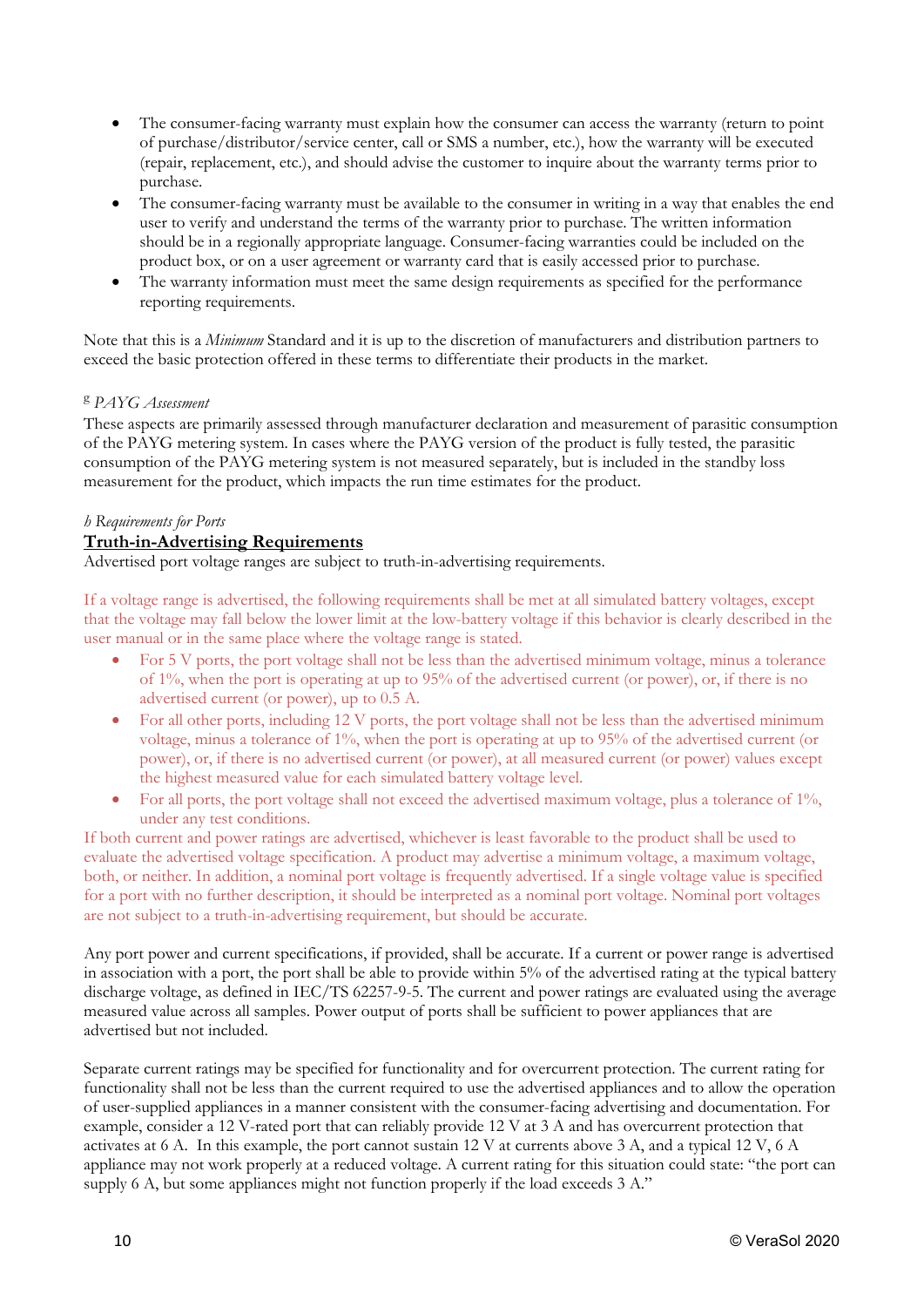- The consumer-facing warranty must explain how the consumer can access the warranty (return to point of purchase/distributor/service center, call or SMS a number, etc.), how the warranty will be executed (repair, replacement, etc.), and should advise the customer to inquire about the warranty terms prior to purchase.
- The consumer-facing warranty must be available to the consumer in writing in a way that enables the end user to verify and understand the terms of the warranty prior to purchase. The written information should be in a regionally appropriate language. Consumer-facing warranties could be included on the product box, or on a user agreement or warranty card that is easily accessed prior to purchase.
- The warranty information must meet the same design requirements as specified for the performance reporting requirements.

Note that this is a *Minimum* Standard and it is up to the discretion of manufacturers and distribution partners to exceed the basic protection offered in these terms to differentiate their products in the market.

*g PAYG Assessment*

These aspects are primarily assessed through manufacturer declaration and measurement of parasitic consumption of the PAYG metering system. In cases where the PAYG version of the product is fully tested, the parasitic consumption of the PAYG metering system is not measured separately, but is included in the standby loss measurement for the product, which impacts the run time estimates for the product.

*h Requirements for Ports*

**Truth-in-Advertising Requirements**

Advertised port voltage ranges are subject to truth-in-advertising requirements.

If a voltage range is advertised, the following requirements shall be met at all simulated battery voltages, except that the voltage may fall below the lower limit at the low-battery voltage if this behavior is clearly described in the user manual or in the same place where the voltage range is stated.

- For 5 V ports, the port voltage shall not be less than the advertised minimum voltage, minus a tolerance of 1%, when the port is operating at up to 95% of the advertised current (or power), or, if there is no advertised current (or power), up to 0.5 A.
- For all other ports, including 12 V ports, the port voltage shall not be less than the advertised minimum voltage, minus a tolerance of 1%, when the port is operating at up to 95% of the advertised current (or power), or, if there is no advertised current (or power), at all measured current (or power) values except the highest measured value for each simulated battery voltage level.
- For all ports, the port voltage shall not exceed the advertised maximum voltage, plus a tolerance of 1%, under any test conditions.

If both current and power ratings are advertised, whichever is least favorable to the product shall be used to evaluate the advertised voltage specification. A product may advertise a minimum voltage, a maximum voltage, both, or neither. In addition, a nominal port voltage is frequently advertised. If a single voltage value is specified for a port with no further description, it should be interpreted as a nominal port voltage. Nominal port voltages are not subject to a truth-in-advertising requirement, but should be accurate.

Any port power and current specifications, if provided, shall be accurate. If a current or power range is advertised in association with a port, the port shall be able to provide within 5% of the advertised rating at the typical battery discharge voltage, as defined in IEC/TS 62257-9-5. The current and power ratings are evaluated using the average measured value across all samples. Power output of ports shall be sufficient to power appliances that are advertised but not included.

Separate current ratings may be specified for functionality and for overcurrent protection. The current rating for functionality shall not be less than the current required to use the advertised appliances and to allow the operation of user-supplied appliances in a manner consistent with the consumer-facing advertising and documentation. For example, consider a 12 V-rated port that can reliably provide 12 V at 3 A and has overcurrent protection that activates at 6 A. In this example, the port cannot sustain 12 V at currents above 3 A, and a typical 12 V, 6 A appliance may not work properly at a reduced voltage. A current rating for this situation could state: "the port can supply 6 A, but some appliances might not function properly if the load exceeds 3 A."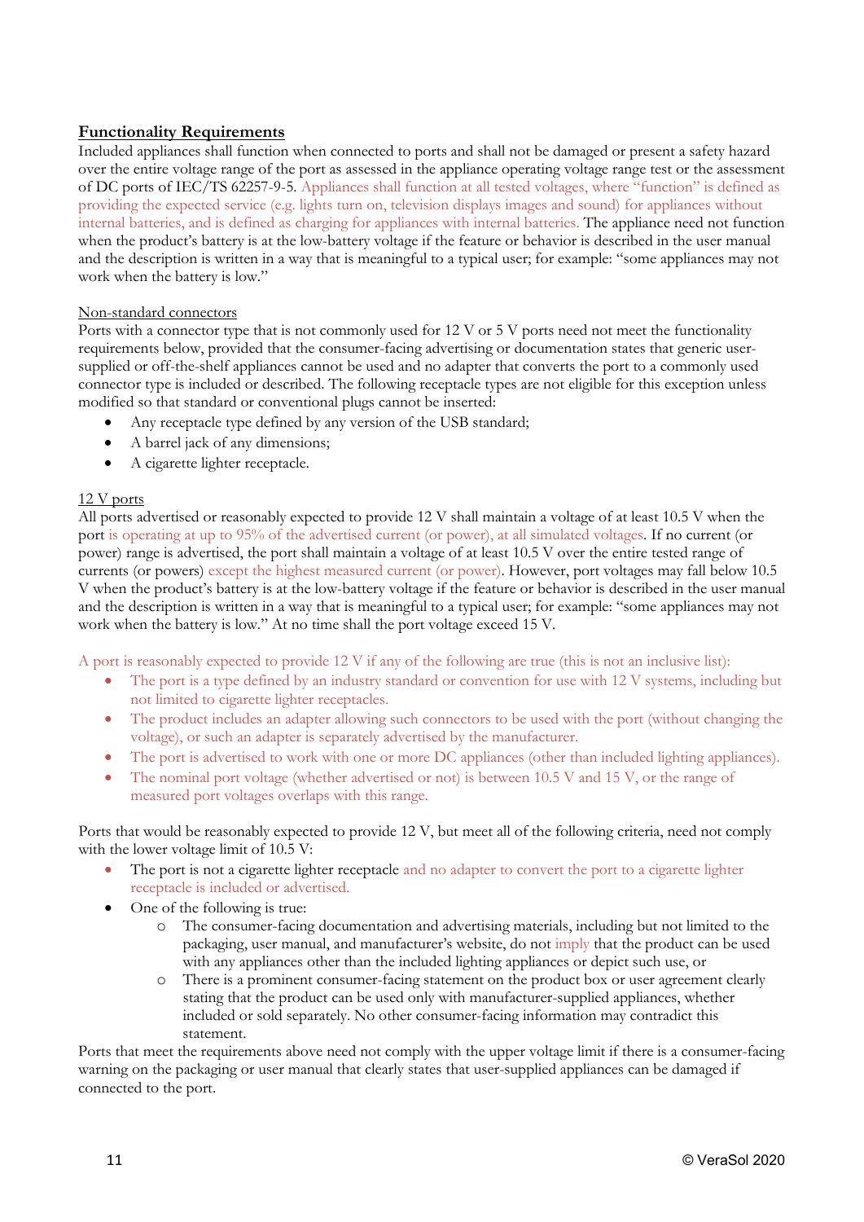## Functionality Requirements

Included appliances shall function when connected to ports and shall not be damaged or present a safety hazard over the entire voltage range of the port as assessed in the appliance operating voltage range test or the assessment of DC ports of IEC/TS 62257-9-5. Appliances shall function at all tested voltages, where "function" is defined as providing the expected service (e.g. lights turn on, television displays images and sound) for appliances without internal batteries, and is defined as charging for appliances with internal batteries. The appliance need not function when the product's battery is at the low-battery voltage if the feature or behavior is described in the user manual and the description is written in a way that is meaningful to a typical user; for example: "some appliances may not work when the battery is low."

### Non-standard connectors

Ports with a connector type that is not commonly used for 12 V or 5 V ports need not meet the functionality requirements below, provided that the consumer-facing advertising or documentation states that generic user-supplied or off-the-shelf appliances cannot be used and no adapter that converts the port to a commonly used connector type is included or described. The following receptacle types are not eligible for this exception unless modified so that standard or conventional plugs cannot be inserted:

- Any receptacle type defined by any version of the USB standard;
- A barrel jack of any dimensions;
- A cigarette lighter receptacle.

### 12 V ports

All ports advertised or reasonably expected to provide 12 V shall maintain a voltage of at least 10.5 V when the port is operating at up to 95% of the advertised current (or power), at all simulated voltages. If no current (or power) range is advertised, the port shall maintain a voltage of at least 10.5 V over the entire tested range of currents (or powers) except the highest measured current (or power). However, port voltages may fall below 10.5 V when the product's battery is at the low-battery voltage if the feature or behavior is described in the user manual and the description is written in a way that is meaningful to a typical user; for example: "some appliances may not work when the battery is low." At no time shall the port voltage exceed 15 V.

A port is reasonably expected to provide 12 V if any of the following are true (this is not an inclusive list):

- The port is a type defined by an industry standard or convention for use with 12 V systems, including but not limited to cigarette lighter receptacles.
- The product includes an adapter allowing such connectors to be used with the port (without changing the voltage), or such an adapter is separately advertised by the manufacturer.
- The port is advertised to work with one or more DC appliances (other than included lighting appliances).
- The nominal port voltage (whether advertised or not) is between 10.5 V and 15 V, or the range of measured port voltages overlaps with this range.

Ports that would be reasonably expected to provide 12 V, but meet all of the following criteria, need not comply with the lower voltage limit of 10.5 V:

- The port is not a cigarette lighter receptacle and no adapter to convert the port to a cigarette lighter receptacle is included or advertised.
- One of the following is true:
  - The consumer-facing documentation and advertising materials, including but not limited to the packaging, user manual, and manufacturer's website, do not imply that the product can be used with any appliances other than the included lighting appliances or depict such use, or
  - There is a prominent consumer-facing statement on the product box or user agreement clearly stating that the product can be used only with manufacturer-supplied appliances, whether included or sold separately. No other consumer-facing information may contradict this statement.

Ports that meet the requirements above need not comply with the upper voltage limit if there is a consumer-facing warning on the packaging or user manual that clearly states that user-supplied appliances can be damaged if connected to the port.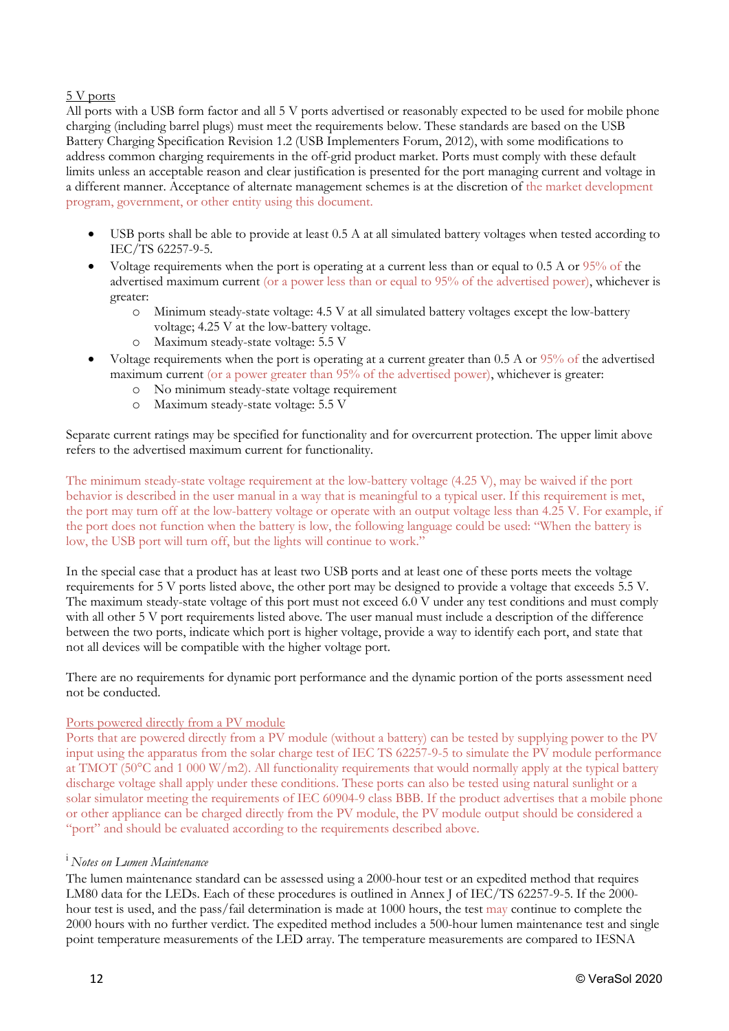<u>5 V ports</u>

All ports with a USB form factor and all 5 V ports advertised or reasonably expected to be used for mobile phone charging (including barrel plugs) must meet the requirements below. These standards are based on the USB Battery Charging Specification Revision 1.2 (USB Implementers Forum, 2012), with some modifications to address common charging requirements in the off-grid product market. Ports must comply with these default limits unless an acceptable reason and clear justification is presented for the port managing current and voltage in a different manner. Acceptance of alternate management schemes is at the discretion of the market development program, government, or other entity using this document.

- USB ports shall be able to provide at least 0.5 A at all simulated battery voltages when tested according to IEC/TS 62257-9-5.
- Voltage requirements when the port is operating at a current less than or equal to 0.5 A or 95% of the advertised maximum current (or a power less than or equal to 95% of the advertised power), whichever is greater:
  - Minimum steady-state voltage: 4.5 V at all simulated battery voltages except the low-battery voltage; 4.25 V at the low-battery voltage.
  - Maximum steady-state voltage: 5.5 V
- Voltage requirements when the port is operating at a current greater than 0.5 A or 95% of the advertised maximum current (or a power greater than 95% of the advertised power), whichever is greater:
  - No minimum steady-state voltage requirement
  - Maximum steady-state voltage: 5.5 V

Separate current ratings may be specified for functionality and for overcurrent protection. The upper limit above refers to the advertised maximum current for functionality.

The minimum steady-state voltage requirement at the low-battery voltage (4.25 V), may be waived if the port behavior is described in the user manual in a way that is meaningful to a typical user. If this requirement is met, the port may turn off at the low-battery voltage or operate with an output voltage less than 4.25 V. For example, if the port does not function when the battery is low, the following language could be used: "When the battery is low, the USB port will turn off, but the lights will continue to work."

In the special case that a product has at least two USB ports and at least one of these ports meets the voltage requirements for 5 V ports listed above, the other port may be designed to provide a voltage that exceeds 5.5 V. The maximum steady-state voltage of this port must not exceed 6.0 V under any test conditions and must comply with all other 5 V port requirements listed above. The user manual must include a description of the difference between the two ports, indicate which port is higher voltage, provide a way to identify each port, and state that not all devices will be compatible with the higher voltage port.

There are no requirements for dynamic port performance and the dynamic portion of the ports assessment need not be conducted.

<u>Ports powered directly from a PV module</u>

Ports that are powered directly from a PV module (without a battery) can be tested by supplying power to the PV input using the apparatus from the solar charge test of IEC TS 62257-9-5 to simulate the PV module performance at TMOT (50°C and 1 000 W/m2). All functionality requirements that would normally apply at the typical battery discharge voltage shall apply under these conditions. These ports can also be tested using natural sunlight or a solar simulator meeting the requirements of IEC 60904-9 class BBB. If the product advertises that a mobile phone or other appliance can be charged directly from the PV module, the PV module output should be considered a "port" and should be evaluated according to the requirements described above.

[i] *Notes on Lumen Maintenance*

The lumen maintenance standard can be assessed using a 2000-hour test or an expedited method that requires LM80 data for the LEDs. Each of these procedures is outlined in Annex J of IEC/TS 62257-9-5. If the 2000-hour test is used, and the pass/fail determination is made at 1000 hours, the test may continue to complete the 2000 hours with no further verdict. The expedited method includes a 500-hour lumen maintenance test and single point temperature measurements of the LED array. The temperature measurements are compared to IESNA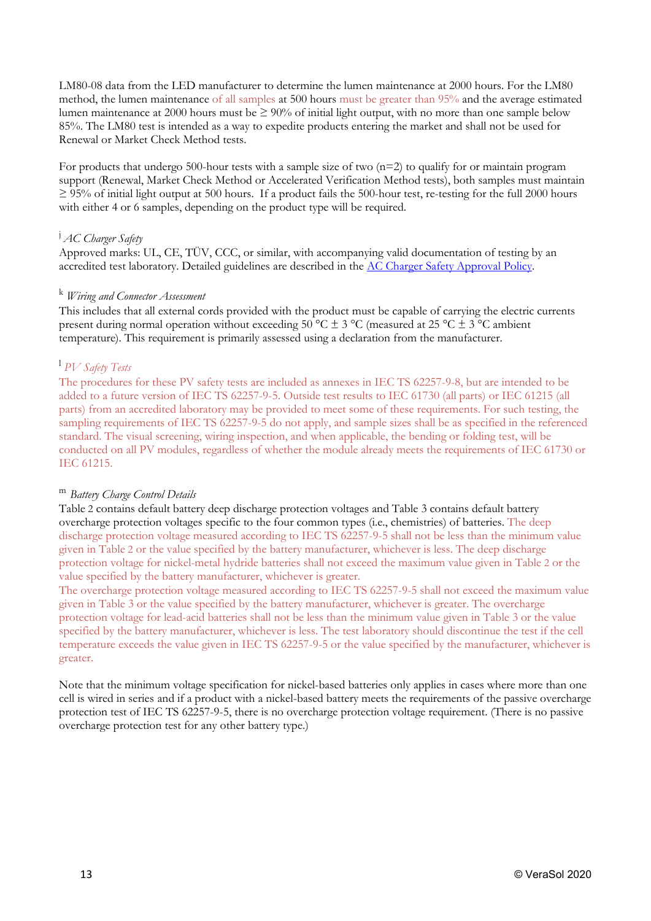LM80-08 data from the LED manufacturer to determine the lumen maintenance at 2000 hours. For the LM80 method, the lumen maintenance of all samples at 500 hours must be greater than 95% and the average estimated lumen maintenance at 2000 hours must be ≥ 90% of initial light output, with no more than one sample below 85%. The LM80 test is intended as a way to expedite products entering the market and shall not be used for Renewal or Market Check Method tests.

For products that undergo 500-hour tests with a sample size of two (n=2) to qualify for or maintain program support (Renewal, Market Check Method or Accelerated Verification Method tests), both samples must maintain ≥ 95% of initial light output at 500 hours. If a product fails the 500-hour test, re-testing for the full 2000 hours with either 4 or 6 samples, depending on the product type will be required.

[j] *AC Charger Safety*
Approved marks: UL, CE, TÜV, CCC, or similar, with accompanying valid documentation of testing by an accredited test laboratory. Detailed guidelines are described in the AC Charger Safety Approval Policy.

[k] *Wiring and Connector Assessment*
This includes that all external cords provided with the product must be capable of carrying the electric currents present during normal operation without exceeding 50 °C ± 3 °C (measured at 25 °C ± 3 °C ambient temperature). This requirement is primarily assessed using a declaration from the manufacturer.

[l] *PV Safety Tests*
The procedures for these PV safety tests are included as annexes in IEC TS 62257-9-8, but are intended to be added to a future version of IEC TS 62257-9-5. Outside test results to IEC 61730 (all parts) or IEC 61215 (all parts) from an accredited laboratory may be provided to meet some of these requirements. For such testing, the sampling requirements of IEC TS 62257-9-5 do not apply, and sample sizes shall be as specified in the referenced standard. The visual screening, wiring inspection, and when applicable, the bending or folding test, will be conducted on all PV modules, regardless of whether the module already meets the requirements of IEC 61730 or IEC 61215.

[m] *Battery Charge Control Details*
Table 2 contains default battery deep discharge protection voltages and Table 3 contains default battery overcharge protection voltages specific to the four common types (i.e., chemistries) of batteries. The deep discharge protection voltage measured according to IEC TS 62257-9-5 shall not be less than the minimum value given in Table 2 or the value specified by the battery manufacturer, whichever is less. The deep discharge protection voltage for nickel-metal hydride batteries shall not exceed the maximum value given in Table 2 or the value specified by the battery manufacturer, whichever is greater.
The overcharge protection voltage measured according to IEC TS 62257-9-5 shall not exceed the maximum value given in Table 3 or the value specified by the battery manufacturer, whichever is greater. The overcharge protection voltage for lead-acid batteries shall not be less than the minimum value given in Table 3 or the value specified by the battery manufacturer, whichever is less. The test laboratory should discontinue the test if the cell temperature exceeds the value given in IEC TS 62257-9-5 or the value specified by the manufacturer, whichever is greater.

Note that the minimum voltage specification for nickel-based batteries only applies in cases where more than one cell is wired in series and if a product with a nickel-based battery meets the requirements of the passive overcharge protection test of IEC TS 62257-9-5, there is no overcharge protection voltage requirement. (There is no passive overcharge protection test for any other battery type.)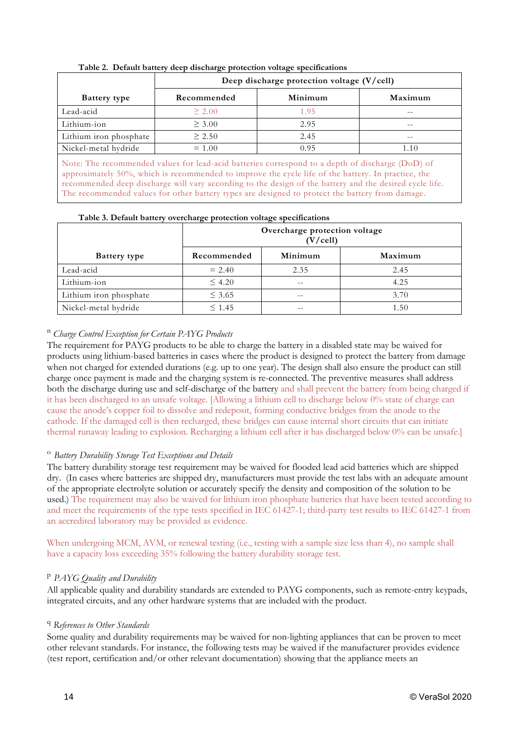**Table 2. Default battery deep discharge protection voltage specifications**

| Battery type | Deep discharge protection voltage (V/cell) | | |
|---|---|---|---|
| | Recommended | Minimum | Maximum |
| Lead-acid | ≥ 2.00 | 1.95 | -- |
| Lithium-ion | ≥ 3.00 | 2.95 | -- |
| Lithium iron phosphate | ≥ 2.50 | 2.45 | -- |
| Nickel-metal hydride | = 1.00 | 0.95 | 1.10 |

Note: The recommended values for lead-acid batteries correspond to a depth of discharge (DoD) of approximately 50%, which is recommended to improve the cycle life of the battery. In practice, the recommended deep discharge will vary according to the design of the battery and the desired cycle life. The recommended values for other battery types are designed to protect the battery from damage.

**Table 3. Default battery overcharge protection voltage specifications**

| Battery type | Overcharge protection voltage (V/cell) | | |
|---|---|---|---|
| | Recommended | Minimum | Maximum |
| Lead-acid | = 2.40 | 2.35 | 2.45 |
| Lithium-ion | ≤ 4.20 | -- | 4.25 |
| Lithium iron phosphate | ≤ 3.65 | -- | 3.70 |
| Nickel-metal hydride | ≤ 1.45 | -- | 1.50 |

[n] *Charge Control Exception for Certain PAYG Products*

The requirement for PAYG products to be able to charge the battery in a disabled state may be waived for products using lithium-based batteries in cases where the product is designed to protect the battery from damage when not charged for extended durations (e.g. up to one year). The design shall also ensure the product can still charge once payment is made and the charging system is re-connected. The preventive measures shall address both the discharge during use and self-discharge of the battery and shall prevent the battery from being charged if it has been discharged to an unsafe voltage. [Allowing a lithium cell to discharge below 0% state of charge can cause the anode's copper foil to dissolve and redeposit, forming conductive bridges from the anode to the cathode. If the damaged cell is then recharged, these bridges can cause internal short circuits that can initiate thermal runaway leading to explosion. Recharging a lithium cell after it has discharged below 0% can be unsafe.]

[o] *Battery Durability Storage Test Exceptions and Details*

The battery durability storage test requirement may be waived for flooded lead acid batteries which are shipped dry. (In cases where batteries are shipped dry, manufacturers must provide the test labs with an adequate amount of the appropriate electrolyte solution or accurately specify the density and composition of the solution to be used.) The requirement may also be waived for lithium iron phosphate batteries that have been tested according to and meet the requirements of the type tests specified in IEC 61427-1; third-party test results to IEC 61427-1 from an accredited laboratory may be provided as evidence.

When undergoing MCM, AVM, or renewal testing (i.e., testing with a sample size less than 4), no sample shall have a capacity loss exceeding 35% following the battery durability storage test.

[p] *PAYG Quality and Durability*

All applicable quality and durability standards are extended to PAYG components, such as remote-entry keypads, integrated circuits, and any other hardware systems that are included with the product.

[q] *References to Other Standards*

Some quality and durability requirements may be waived for non-lighting appliances that can be proven to meet other relevant standards. For instance, the following tests may be waived if the manufacturer provides evidence (test report, certification and/or other relevant documentation) showing that the appliance meets an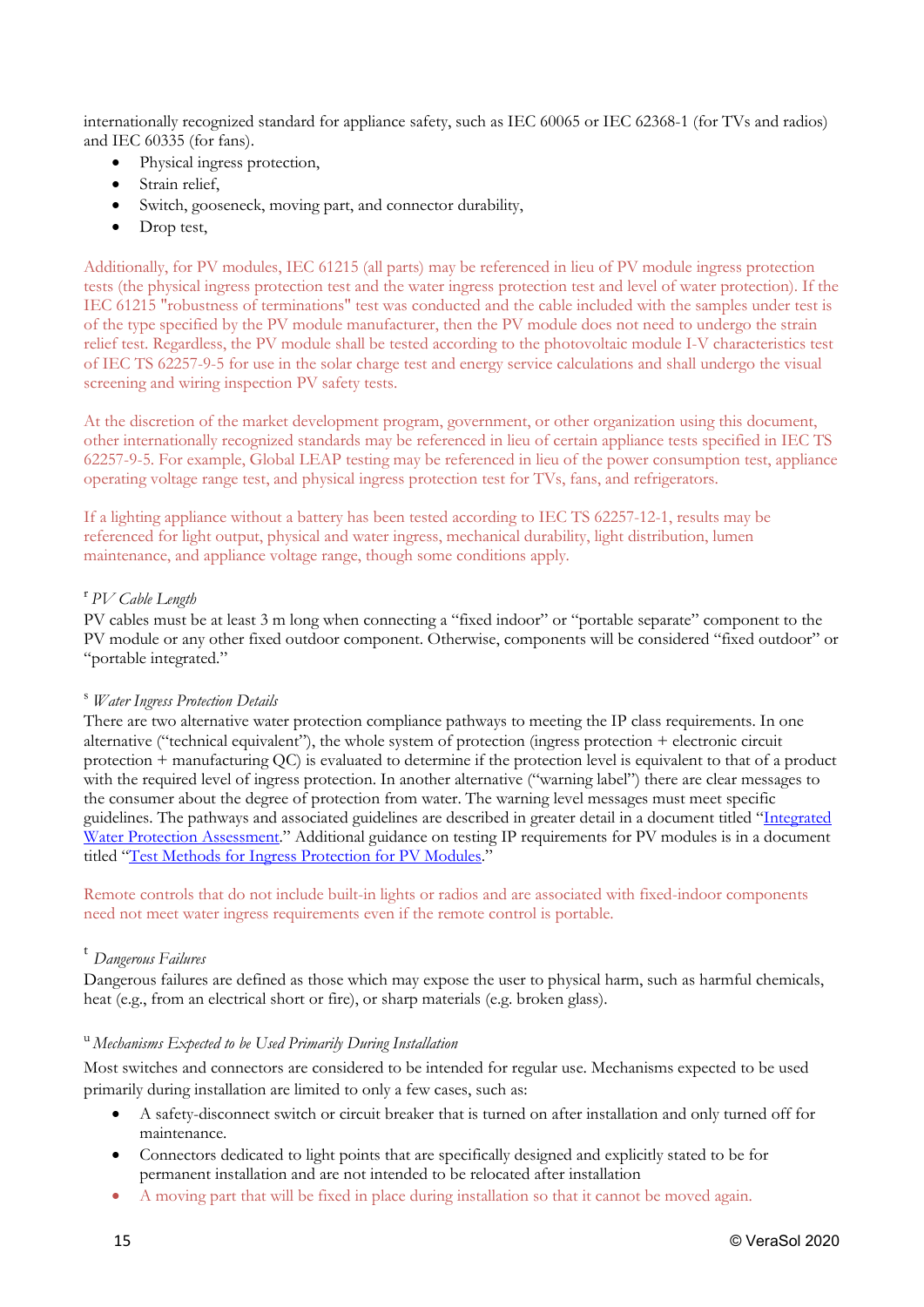internationally recognized standard for appliance safety, such as IEC 60065 or IEC 62368-1 (for TVs and radios) and IEC 60335 (for fans).

- Physical ingress protection,
- Strain relief,
- Switch, gooseneck, moving part, and connector durability,
- Drop test,

Additionally, for PV modules, IEC 61215 (all parts) may be referenced in lieu of PV module ingress protection tests (the physical ingress protection test and the water ingress protection test and level of water protection). If the IEC 61215 "robustness of terminations" test was conducted and the cable included with the samples under test is of the type specified by the PV module manufacturer, then the PV module does not need to undergo the strain relief test. Regardless, the PV module shall be tested according to the photovoltaic module I-V characteristics test of IEC TS 62257-9-5 for use in the solar charge test and energy service calculations and shall undergo the visual screening and wiring inspection PV safety tests.

At the discretion of the market development program, government, or other organization using this document, other internationally recognized standards may be referenced in lieu of certain appliance tests specified in IEC TS 62257-9-5. For example, Global LEAP testing may be referenced in lieu of the power consumption test, appliance operating voltage range test, and physical ingress protection test for TVs, fans, and refrigerators.

If a lighting appliance without a battery has been tested according to IEC TS 62257-12-1, results may be referenced for light output, physical and water ingress, mechanical durability, light distribution, lumen maintenance, and appliance voltage range, though some conditions apply.

[r] *PV Cable Length*

PV cables must be at least 3 m long when connecting a "fixed indoor" or "portable separate" component to the PV module or any other fixed outdoor component. Otherwise, components will be considered "fixed outdoor" or "portable integrated."

[s] *Water Ingress Protection Details*

There are two alternative water protection compliance pathways to meeting the IP class requirements. In one alternative ("technical equivalent"), the whole system of protection (ingress protection + electronic circuit protection + manufacturing QC) is evaluated to determine if the protection level is equivalent to that of a product with the required level of ingress protection. In another alternative ("warning label") there are clear messages to the consumer about the degree of protection from water. The warning level messages must meet specific guidelines. The pathways and associated guidelines are described in greater detail in a document titled "Integrated Water Protection Assessment." Additional guidance on testing IP requirements for PV modules is in a document titled "Test Methods for Ingress Protection for PV Modules."

Remote controls that do not include built-in lights or radios and are associated with fixed-indoor components need not meet water ingress requirements even if the remote control is portable.

[t] *Dangerous Failures*

Dangerous failures are defined as those which may expose the user to physical harm, such as harmful chemicals, heat (e.g., from an electrical short or fire), or sharp materials (e.g. broken glass).

[u] *Mechanisms Expected to be Used Primarily During Installation*

Most switches and connectors are considered to be intended for regular use. Mechanisms expected to be used primarily during installation are limited to only a few cases, such as:

- A safety-disconnect switch or circuit breaker that is turned on after installation and only turned off for maintenance.
- Connectors dedicated to light points that are specifically designed and explicitly stated to be for permanent installation and are not intended to be relocated after installation
- A moving part that will be fixed in place during installation so that it cannot be moved again.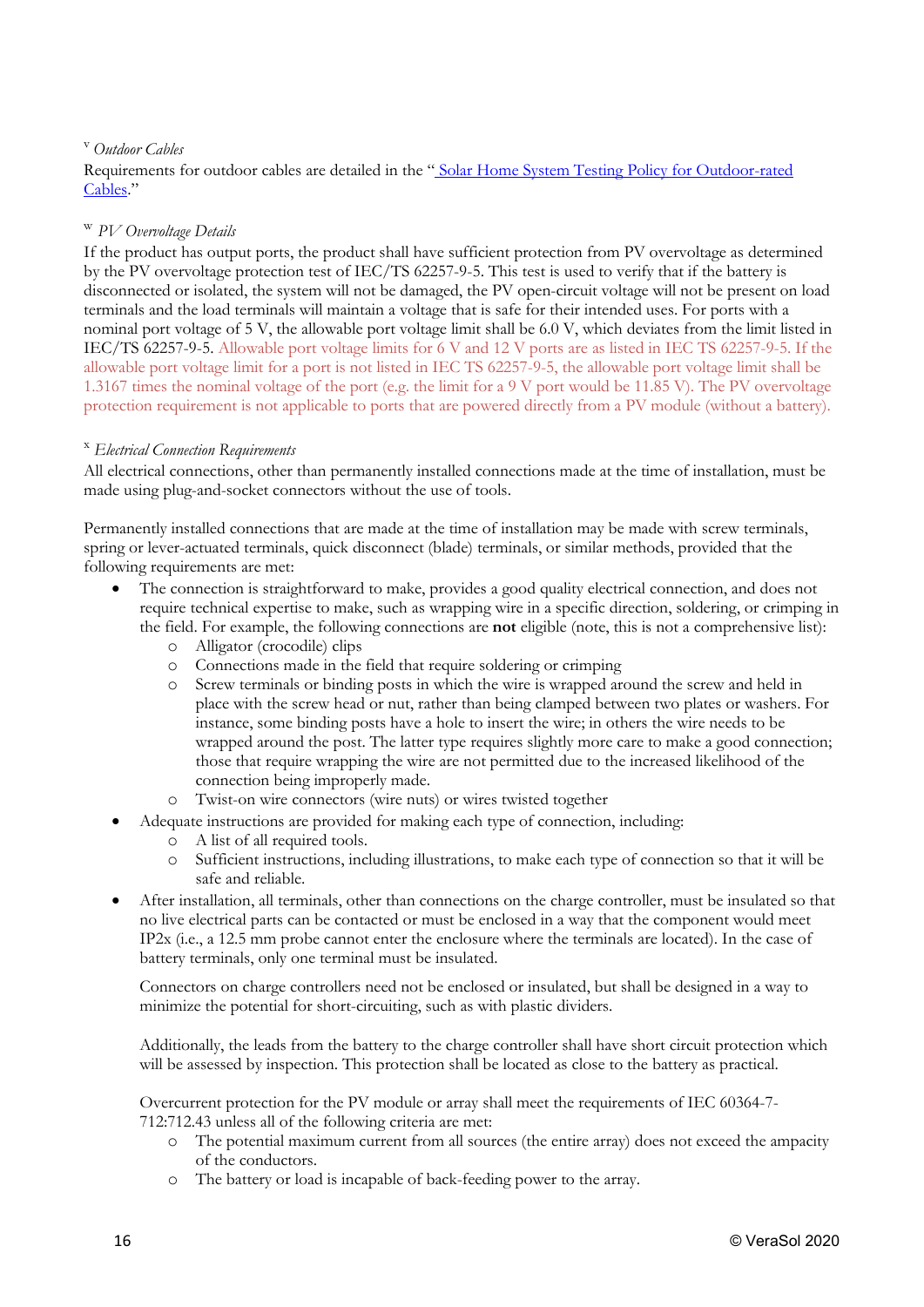[v] *Outdoor Cables*

Requirements for outdoor cables are detailed in the "Solar Home System Testing Policy for Outdoor-rated Cables."

[w] *PV Overvoltage Details*

If the product has output ports, the product shall have sufficient protection from PV overvoltage as determined by the PV overvoltage protection test of IEC/TS 62257-9-5. This test is used to verify that if the battery is disconnected or isolated, the system will not be damaged, the PV open-circuit voltage will not be present on load terminals and the load terminals will maintain a voltage that is safe for their intended uses. For ports with a nominal port voltage of 5 V, the allowable port voltage limit shall be 6.0 V, which deviates from the limit listed in IEC/TS 62257-9-5. Allowable port voltage limits for 6 V and 12 V ports are as listed in IEC TS 62257-9-5. If the allowable port voltage limit for a port is not listed in IEC TS 62257-9-5, the allowable port voltage limit shall be 1.3167 times the nominal voltage of the port (e.g. the limit for a 9 V port would be 11.85 V). The PV overvoltage protection requirement is not applicable to ports that are powered directly from a PV module (without a battery).

[x] *Electrical Connection Requirements*

All electrical connections, other than permanently installed connections made at the time of installation, must be made using plug-and-socket connectors without the use of tools.

Permanently installed connections that are made at the time of installation may be made with screw terminals, spring or lever-actuated terminals, quick disconnect (blade) terminals, or similar methods, provided that the following requirements are met:

- The connection is straightforward to make, provides a good quality electrical connection, and does not require technical expertise to make, such as wrapping wire in a specific direction, soldering, or crimping in the field. For example, the following connections are **not** eligible (note, this is not a comprehensive list):
  - Alligator (crocodile) clips
  - Connections made in the field that require soldering or crimping
  - Screw terminals or binding posts in which the wire is wrapped around the screw and held in place with the screw head or nut, rather than being clamped between two plates or washers. For instance, some binding posts have a hole to insert the wire; in others the wire needs to be wrapped around the post. The latter type requires slightly more care to make a good connection; those that require wrapping the wire are not permitted due to the increased likelihood of the connection being improperly made.
  - Twist-on wire connectors (wire nuts) or wires twisted together
- Adequate instructions are provided for making each type of connection, including:
  - A list of all required tools.
  - Sufficient instructions, including illustrations, to make each type of connection so that it will be safe and reliable.
- After installation, all terminals, other than connections on the charge controller, must be insulated so that no live electrical parts can be contacted or must be enclosed in a way that the component would meet IP2x (i.e., a 12.5 mm probe cannot enter the enclosure where the terminals are located). In the case of battery terminals, only one terminal must be insulated.

  Connectors on charge controllers need not be enclosed or insulated, but shall be designed in a way to minimize the potential for short-circuiting, such as with plastic dividers.

  Additionally, the leads from the battery to the charge controller shall have short circuit protection which will be assessed by inspection. This protection shall be located as close to the battery as practical.

  Overcurrent protection for the PV module or array shall meet the requirements of IEC 60364-7-712:712.43 unless all of the following criteria are met:
  - The potential maximum current from all sources (the entire array) does not exceed the ampacity of the conductors.
  - The battery or load is incapable of back-feeding power to the array.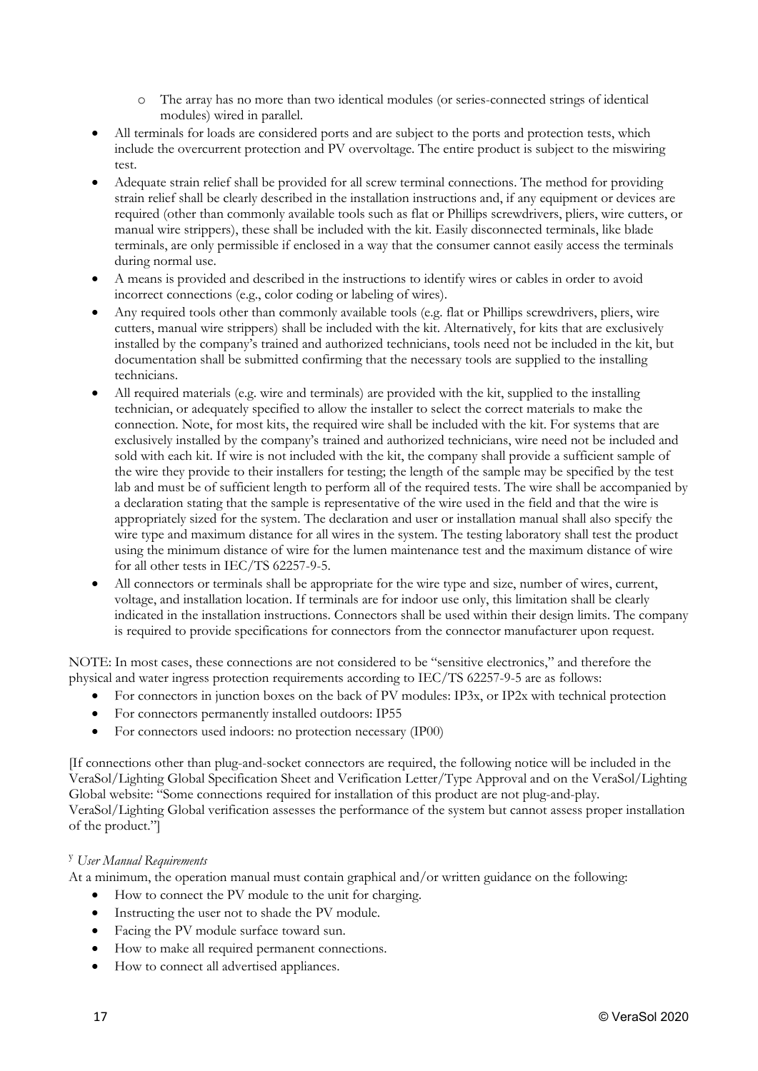- The array has no more than two identical modules (or series-connected strings of identical modules) wired in parallel.
- All terminals for loads are considered ports and are subject to the ports and protection tests, which include the overcurrent protection and PV overvoltage. The entire product is subject to the miswiring test.
- Adequate strain relief shall be provided for all screw terminal connections. The method for providing strain relief shall be clearly described in the installation instructions and, if any equipment or devices are required (other than commonly available tools such as flat or Phillips screwdrivers, pliers, wire cutters, or manual wire strippers), these shall be included with the kit. Easily disconnected terminals, like blade terminals, are only permissible if enclosed in a way that the consumer cannot easily access the terminals during normal use.
- A means is provided and described in the instructions to identify wires or cables in order to avoid incorrect connections (e.g., color coding or labeling of wires).
- Any required tools other than commonly available tools (e.g. flat or Phillips screwdrivers, pliers, wire cutters, manual wire strippers) shall be included with the kit. Alternatively, for kits that are exclusively installed by the company's trained and authorized technicians, tools need not be included in the kit, but documentation shall be submitted confirming that the necessary tools are supplied to the installing technicians.
- All required materials (e.g. wire and terminals) are provided with the kit, supplied to the installing technician, or adequately specified to allow the installer to select the correct materials to make the connection. Note, for most kits, the required wire shall be included with the kit. For systems that are exclusively installed by the company's trained and authorized technicians, wire need not be included and sold with each kit. If wire is not included with the kit, the company shall provide a sufficient sample of the wire they provide to their installers for testing; the length of the sample may be specified by the test lab and must be of sufficient length to perform all of the required tests. The wire shall be accompanied by a declaration stating that the sample is representative of the wire used in the field and that the wire is appropriately sized for the system. The declaration and user or installation manual shall also specify the wire type and maximum distance for all wires in the system. The testing laboratory shall test the product using the minimum distance of wire for the lumen maintenance test and the maximum distance of wire for all other tests in IEC/TS 62257-9-5.
- All connectors or terminals shall be appropriate for the wire type and size, number of wires, current, voltage, and installation location. If terminals are for indoor use only, this limitation shall be clearly indicated in the installation instructions. Connectors shall be used within their design limits. The company is required to provide specifications for connectors from the connector manufacturer upon request.

NOTE: In most cases, these connections are not considered to be "sensitive electronics," and therefore the physical and water ingress protection requirements according to IEC/TS 62257-9-5 are as follows:

- For connectors in junction boxes on the back of PV modules: IP3x, or IP2x with technical protection
- For connectors permanently installed outdoors: IP55
- For connectors used indoors: no protection necessary (IP00)

[If connections other than plug-and-socket connectors are required, the following notice will be included in the VeraSol/Lighting Global Specification Sheet and Verification Letter/Type Approval and on the VeraSol/Lighting Global website: "Some connections required for installation of this product are not plug-and-play. VeraSol/Lighting Global verification assesses the performance of the system but cannot assess proper installation of the product."]

[y] *User Manual Requirements*

At a minimum, the operation manual must contain graphical and/or written guidance on the following:

- How to connect the PV module to the unit for charging.
- Instructing the user not to shade the PV module.
- Facing the PV module surface toward sun.
- How to make all required permanent connections.
- How to connect all advertised appliances.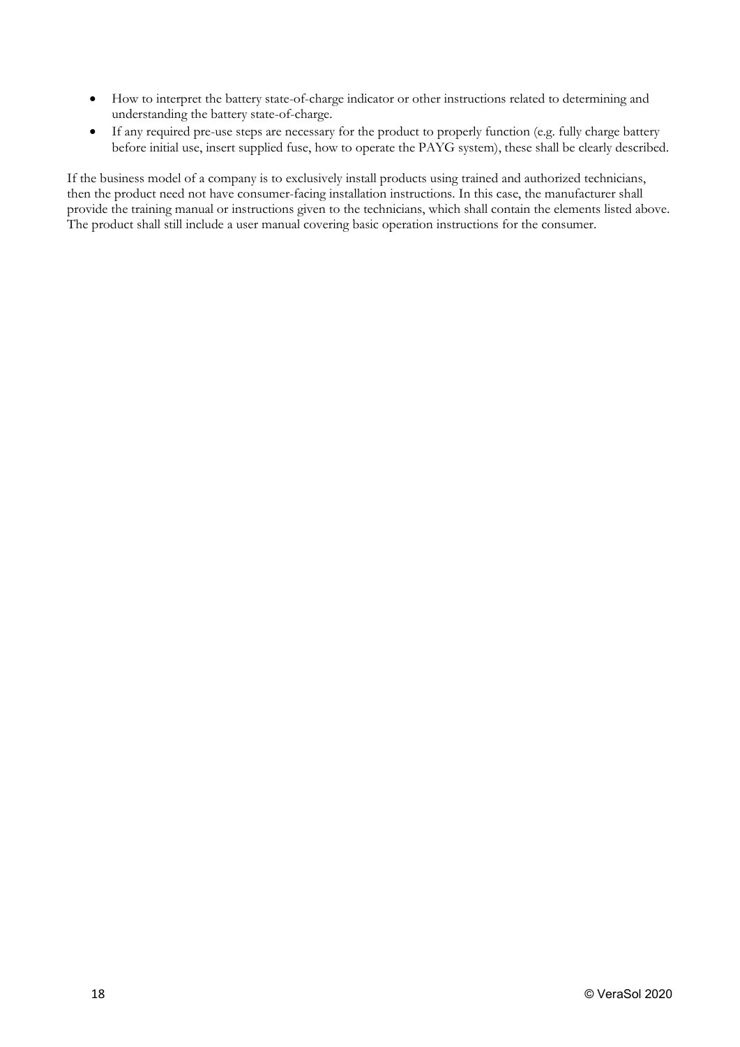- How to interpret the battery state-of-charge indicator or other instructions related to determining and understanding the battery state-of-charge.
- If any required pre-use steps are necessary for the product to properly function (e.g. fully charge battery before initial use, insert supplied fuse, how to operate the PAYG system), these shall be clearly described.

If the business model of a company is to exclusively install products using trained and authorized technicians, then the product need not have consumer-facing installation instructions. In this case, the manufacturer shall provide the training manual or instructions given to the technicians, which shall contain the elements listed above. The product shall still include a user manual covering basic operation instructions for the consumer.